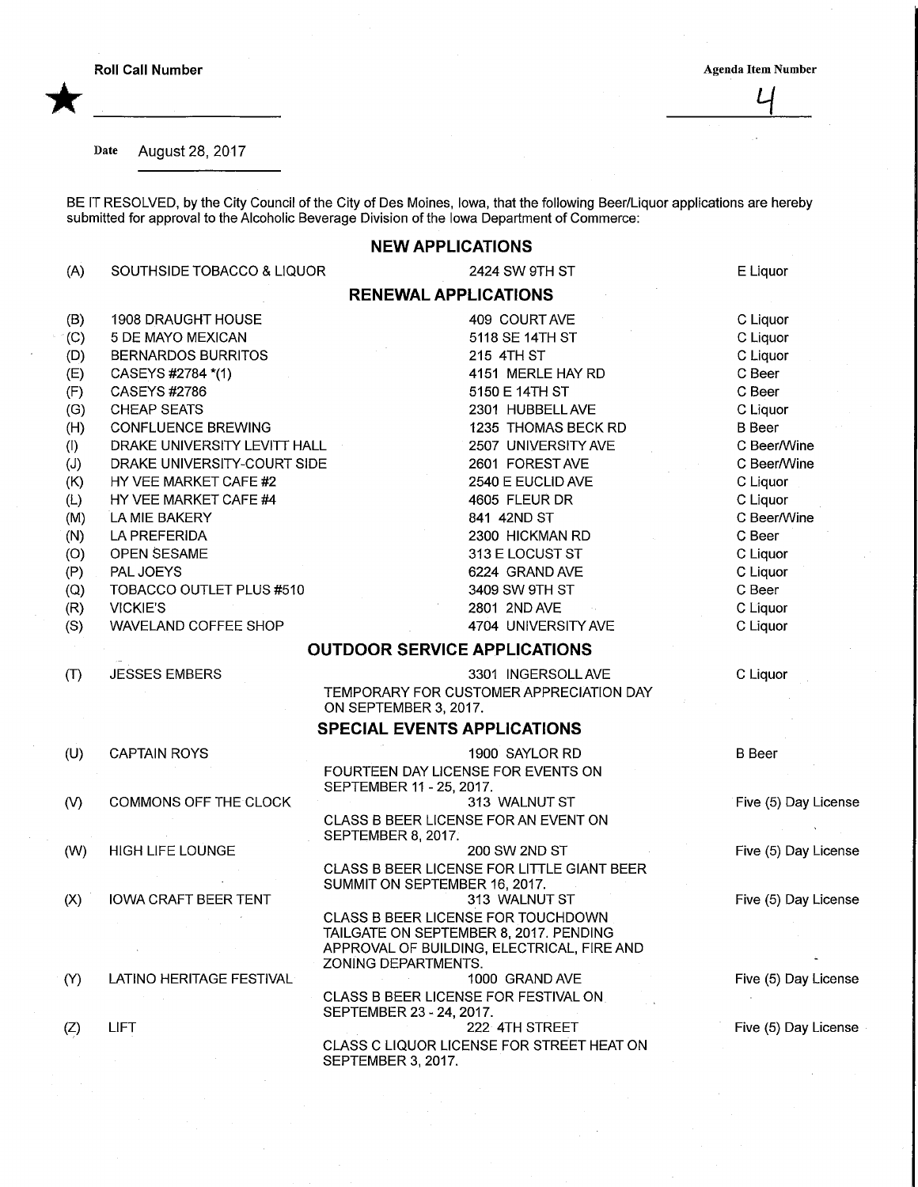Roll Call Number

★ ____________________

Agenda Item Number

4

Date August 28, 2017

BE IT RESOLVED, by the City Council of the City of Des Moines, Iowa, that the following Beer/Liquor applications are hereby submitted for approval to the Alcoholic Beverage Division of the Iowa Department of Commerce:

## NEW APPLICATIONS

| | | | |
|---|---|---|---|
| (A) | SOUTHSIDE TOBACCO & LIQUOR | 2424 SW 9TH ST | E Liquor |

## RENEWAL APPLICATIONS

| | | | |
|---|---|---|---|
| (B) | 1908 DRAUGHT HOUSE | 409 COURT AVE | C Liquor |
| (C) | 5 DE MAYO MEXICAN | 5118 SE 14TH ST | C Liquor |
| (D) | BERNARDOS BURRITOS | 215 4TH ST | C Liquor |
| (E) | CASEYS #2784 *(1) | 4151 MERLE HAY RD | C Beer |
| (F) | CASEYS #2786 | 5150 E 14TH ST | C Beer |
| (G) | CHEAP SEATS | 2301 HUBBELL AVE | C Liquor |
| (H) | CONFLUENCE BREWING | 1235 THOMAS BECK RD | B Beer |
| (I) | DRAKE UNIVERSITY LEVITT HALL | 2507 UNIVERSITY AVE | C Beer/Wine |
| (J) | DRAKE UNIVERSITY-COURT SIDE | 2601 FOREST AVE | C Beer/Wine |
| (K) | HY VEE MARKET CAFE #2 | 2540 E EUCLID AVE | C Liquor |
| (L) | HY VEE MARKET CAFE #4 | 4605 FLEUR DR | C Liquor |
| (M) | LA MIE BAKERY | 841 42ND ST | C Beer/Wine |
| (N) | LA PREFERIDA | 2300 HICKMAN RD | C Beer |
| (O) | OPEN SESAME | 313 E LOCUST ST | C Liquor |
| (P) | PAL JOEYS | 6224 GRAND AVE | C Liquor |
| (Q) | TOBACCO OUTLET PLUS #510 | 3409 SW 9TH ST | C Beer |
| (R) | VICKIE'S | 2801 2ND AVE | C Liquor |
| (S) | WAVELAND COFFEE SHOP | 4704 UNIVERSITY AVE | C Liquor |

## OUTDOOR SERVICE APPLICATIONS

| | | | |
|---|---|---|---|
| (T) | JESSES EMBERS | 3301 INGERSOLL AVE<br>TEMPORARY FOR CUSTOMER APPRECIATION DAY ON SEPTEMBER 3, 2017. | C Liquor |

## SPECIAL EVENTS APPLICATIONS

| | | | |
|---|---|---|---|
| (U) | CAPTAIN ROYS | 1900 SAYLOR RD<br>FOURTEEN DAY LICENSE FOR EVENTS ON SEPTEMBER 11 - 25, 2017. | B Beer |
| (V) | COMMONS OFF THE CLOCK | 313 WALNUT ST<br>CLASS B BEER LICENSE FOR AN EVENT ON SEPTEMBER 8, 2017. | Five (5) Day License |
| (W) | HIGH LIFE LOUNGE | 200 SW 2ND ST<br>CLASS B BEER LICENSE FOR LITTLE GIANT BEER SUMMIT ON SEPTEMBER 16, 2017. | Five (5) Day License |
| (X) | IOWA CRAFT BEER TENT | 313 WALNUT ST<br>CLASS B BEER LICENSE FOR TOUCHDOWN TAILGATE ON SEPTEMBER 8, 2017. PENDING APPROVAL OF BUILDING, ELECTRICAL, FIRE AND ZONING DEPARTMENTS. | Five (5) Day License |
| (Y) | LATINO HERITAGE FESTIVAL | 1000 GRAND AVE<br>CLASS B BEER LICENSE FOR FESTIVAL ON SEPTEMBER 23 - 24, 2017. | Five (5) Day License |
| (Z) | LIFT | 222 4TH STREET<br>CLASS C LIQUOR LICENSE FOR STREET HEAT ON SEPTEMBER 3, 2017. | Five (5) Day License |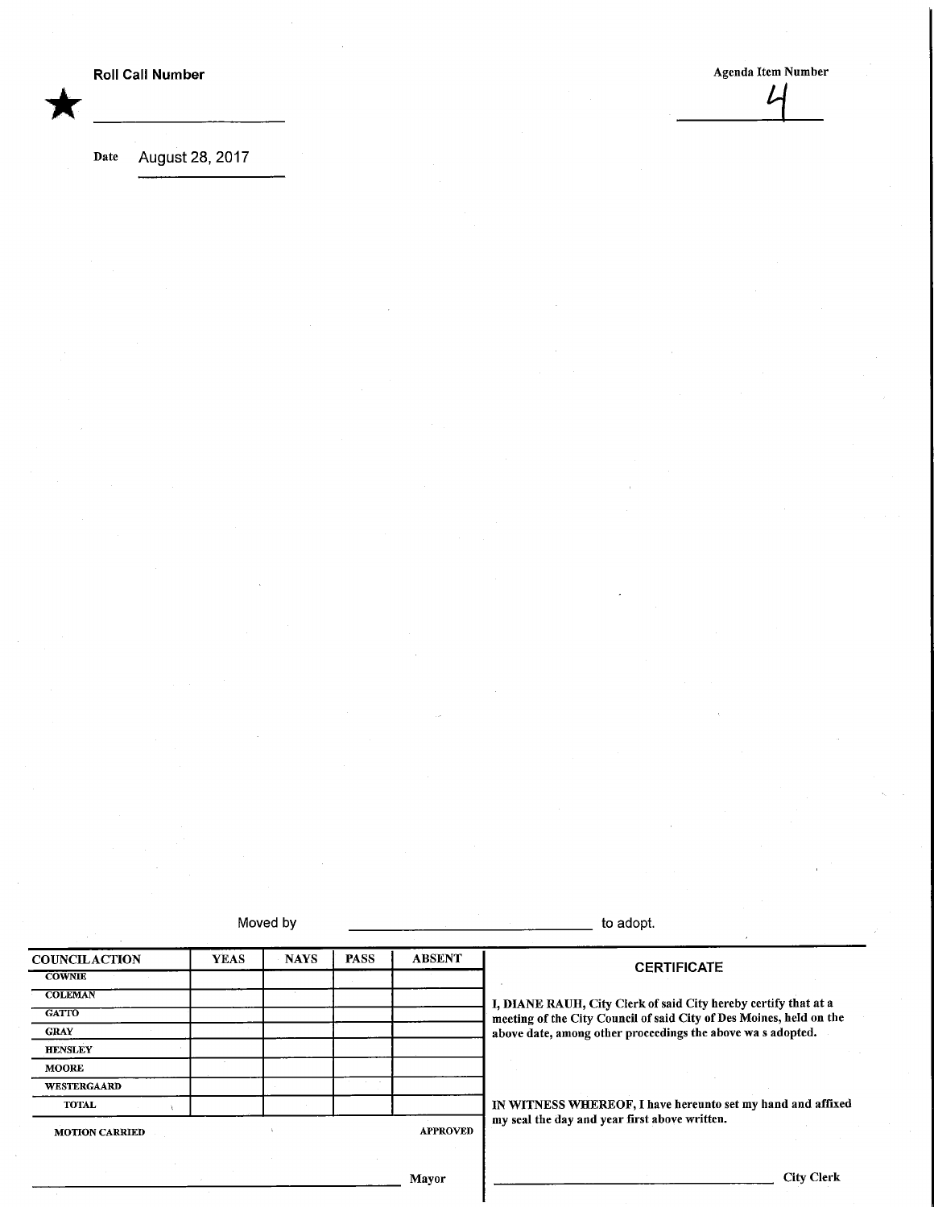★ **Roll Call Number** ____________________

Agenda Item Number

4

Date August 28, 2017

Moved by ____________________ to adopt.

| COUNCIL ACTION | YEAS | NAYS | PASS | ABSENT |
|---|---|---|---|---|
| COWNIE | | | | |
| COLEMAN | | | | |
| GATTO | | | | |
| GRAY | | | | |
| HENSLEY | | | | |
| MOORE | | | | |
| WESTERGAARD | | | | |
| TOTAL | | | | |

MOTION CARRIED APPROVED

____________________ Mayor

**CERTIFICATE**

**I, DIANE RAUH, City Clerk of said City hereby certify that at a meeting of the City Council of said City of Des Moines, held on the above date, among other proceedings the above wa s adopted.**

**IN WITNESS WHEREOF, I have hereunto set my hand and affixed my seal the day and year first above written.**

____________________ City Clerk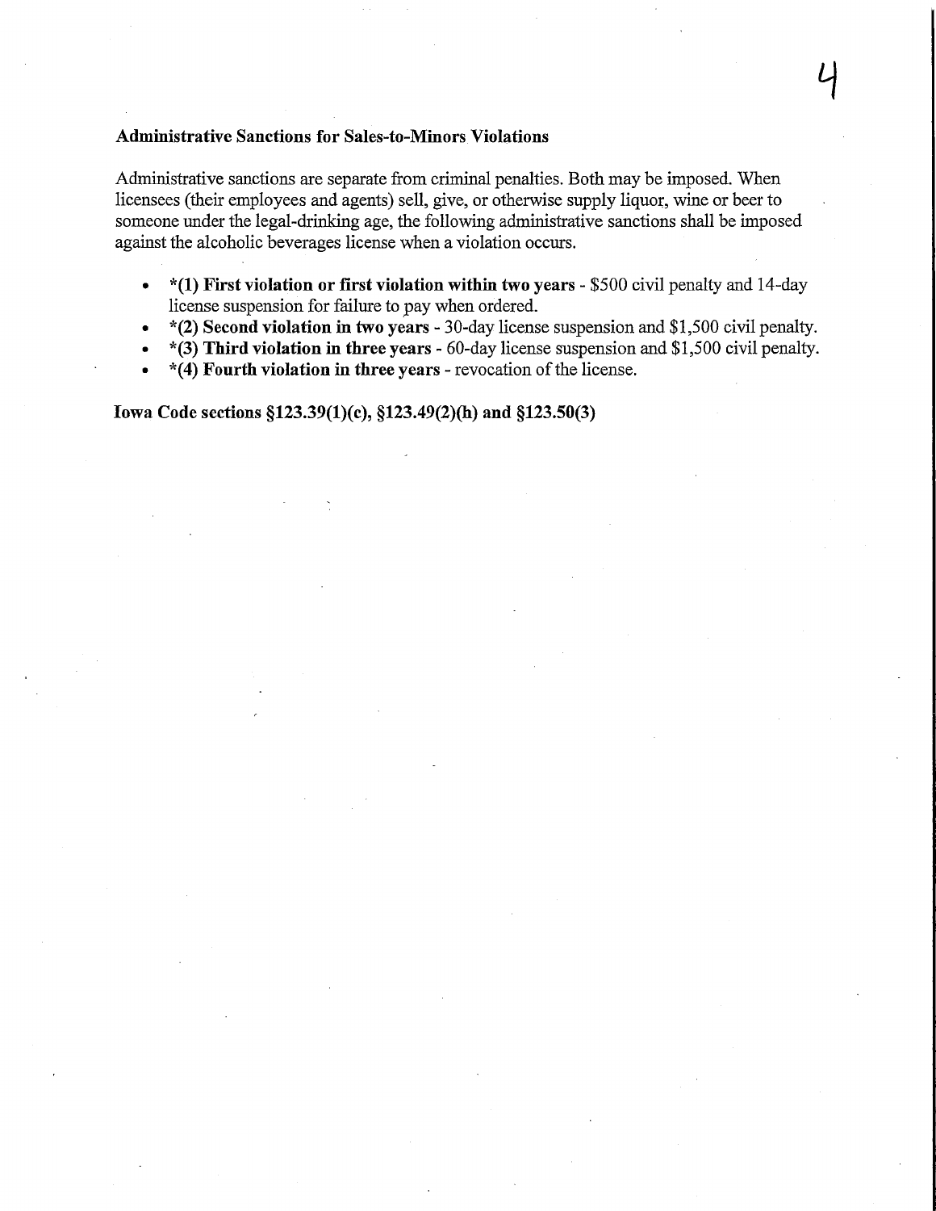**Administrative Sanctions for Sales-to-Minors Violations**

Administrative sanctions are separate from criminal penalties. Both may be imposed. When licensees (their employees and agents) sell, give, or otherwise supply liquor, wine or beer to someone under the legal-drinking age, the following administrative sanctions shall be imposed against the alcoholic beverages license when a violation occurs.

- ***(1) First violation or first violation within two years** - $500 civil penalty and 14-day license suspension for failure to pay when ordered.
- ***(2) Second violation in two years** - 30-day license suspension and $1,500 civil penalty.
- ***(3) Third violation in three years** - 60-day license suspension and $1,500 civil penalty.
- ***(4) Fourth violation in three years** - revocation of the license.

**Iowa Code sections §123.39(1)(c), §123.49(2)(h) and §123.50(3)**